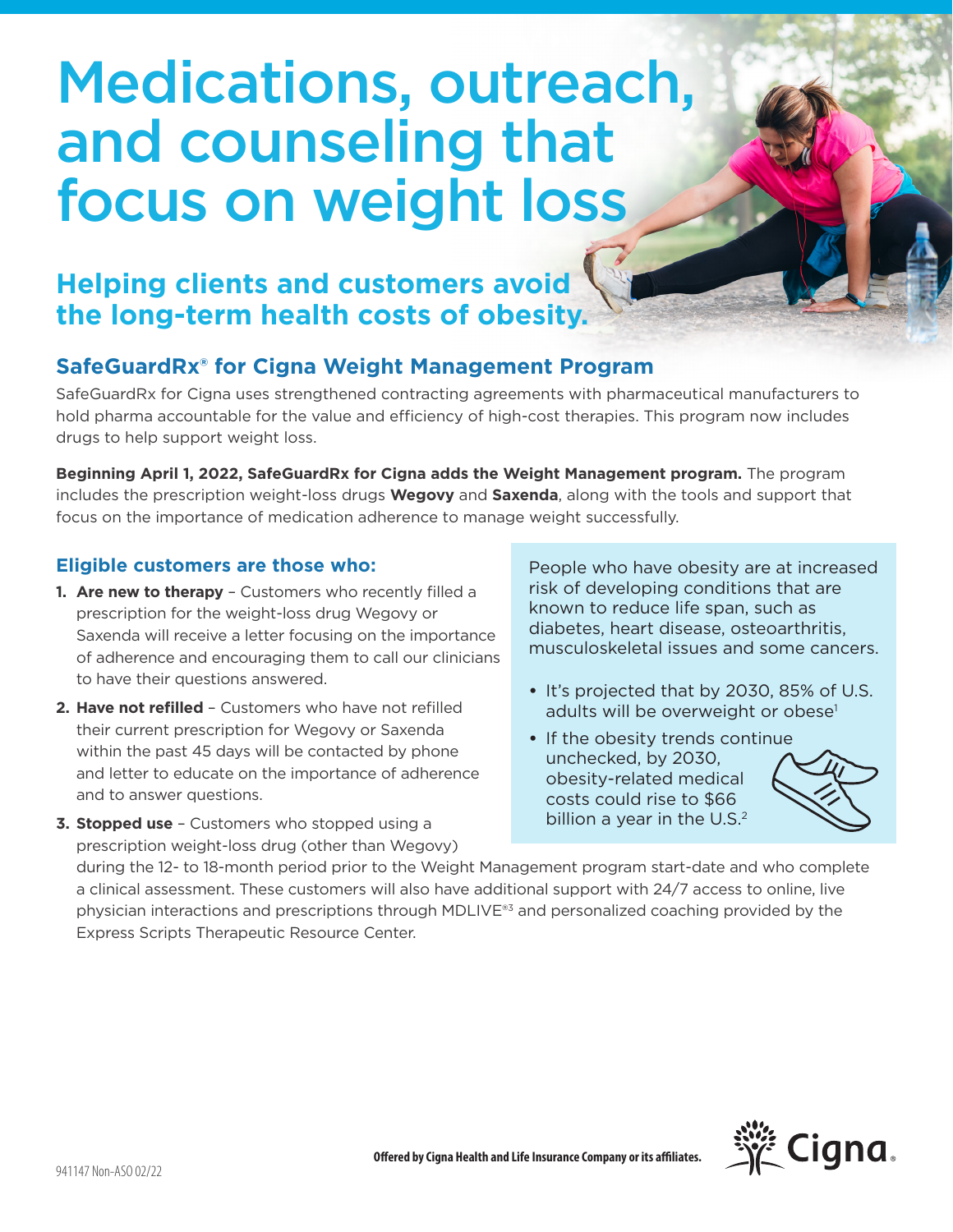# Medications, outreach, and counseling that focus on weight loss

## Helping clients and customers avoid the long-term health costs of obesity.

### SafeGuardRx® for Cigna Weight Management Program

SafeGuardRx for Cigna uses strengthened contracting agreements with pharmaceutical manufacturers to hold pharma accountable for the value and efficiency of high-cost therapies. This program now includes drugs to help support weight loss.

**Beginning April 1, 2022, SafeGuardRx for Cigna adds the Weight Management program.** The program includes the prescription weight-loss drugs **Wegovy** and **Saxenda**, along with the tools and support that focus on the importance of medication adherence to manage weight successfully.

### Eligible customers are those who:

1. **Are new to therapy** – Customers who recently filled a prescription for the weight-loss drug Wegovy or Saxenda will receive a letter focusing on the importance of adherence and encouraging them to call our clinicians to have their questions answered.
2. **Have not refilled** – Customers who have not refilled their current prescription for Wegovy or Saxenda within the past 45 days will be contacted by phone and letter to educate on the importance of adherence and to answer questions.
3. **Stopped use** – Customers who stopped using a prescription weight-loss drug (other than Wegovy) during the 12- to 18-month period prior to the Weight Management program start-date and who complete a clinical assessment. These customers will also have additional support with 24/7 access to online, live physician interactions and prescriptions through MDLIVE®[3] and personalized coaching provided by the Express Scripts Therapeutic Resource Center.

People who have obesity are at increased risk of developing conditions that are known to reduce life span, such as diabetes, heart disease, osteoarthritis, musculoskeletal issues and some cancers.

- It's projected that by 2030, 85% of U.S. adults will be overweight or obese[1]
- If the obesity trends continue unchecked, by 2030, obesity-related medical costs could rise to $66 billion a year in the U.S.[2]

Offered by Cigna Health and Life Insurance Company or its affiliates.

941147 Non-ASO 02/22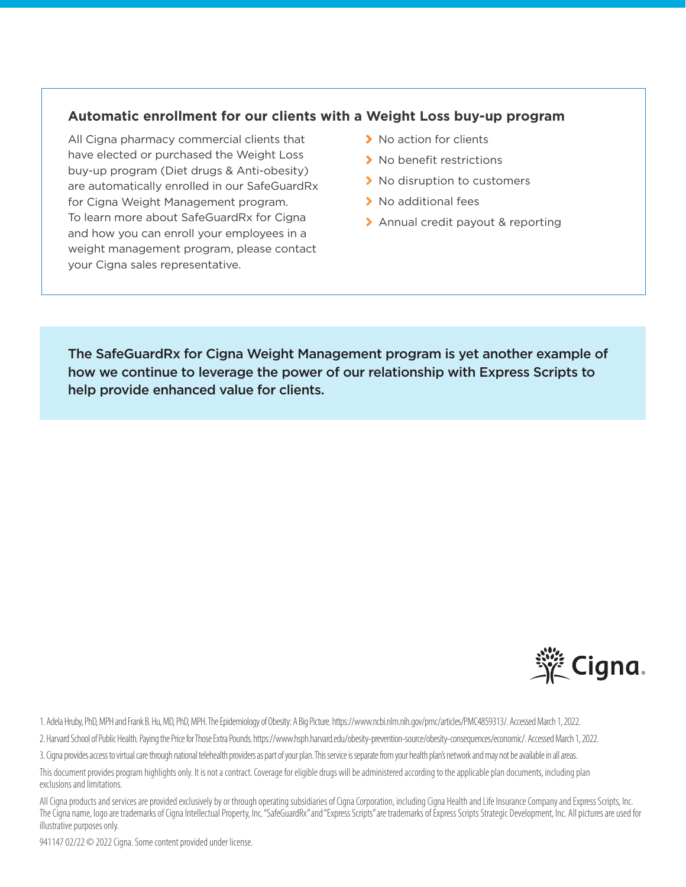## Automatic enrollment for our clients with a Weight Loss buy-up program

All Cigna pharmacy commercial clients that have elected or purchased the Weight Loss buy-up program (Diet drugs & Anti-obesity) are automatically enrolled in our SafeGuardRx for Cigna Weight Management program. To learn more about SafeGuardRx for Cigna and how you can enroll your employees in a weight management program, please contact your Cigna sales representative.

- No action for clients
- No benefit restrictions
- No disruption to customers
- No additional fees
- Annual credit payout & reporting

**The SafeGuardRx for Cigna Weight Management program is yet another example of how we continue to leverage the power of our relationship with Express Scripts to help provide enhanced value for clients.**

Cigna.

1. Adela Hruby, PhD, MPH and Frank B. Hu, MD, PhD, MPH. The Epidemiology of Obesity: A Big Picture. https://www.ncbi.nlm.nih.gov/pmc/articles/PMC4859313/. Accessed March 1, 2022.

2. Harvard School of Public Health. Paying the Price for Those Extra Pounds. https://www.hsph.harvard.edu/obesity-prevention-source/obesity-consequences/economic/. Accessed March 1, 2022.

3. Cigna provides access to virtual care through national telehealth providers as part of your plan. This service is separate from your health plan's network and may not be available in all areas.

This document provides program highlights only. It is not a contract. Coverage for eligible drugs will be administered according to the applicable plan documents, including plan exclusions and limitations.

All Cigna products and services are provided exclusively by or through operating subsidiaries of Cigna Corporation, including Cigna Health and Life Insurance Company and Express Scripts, Inc. The Cigna name, logo are trademarks of Cigna Intellectual Property, Inc. "SafeGuardRx" and "Express Scripts" are trademarks of Express Scripts Strategic Development, Inc. All pictures are used for illustrative purposes only.

941147 02/22 © 2022 Cigna. Some content provided under license.